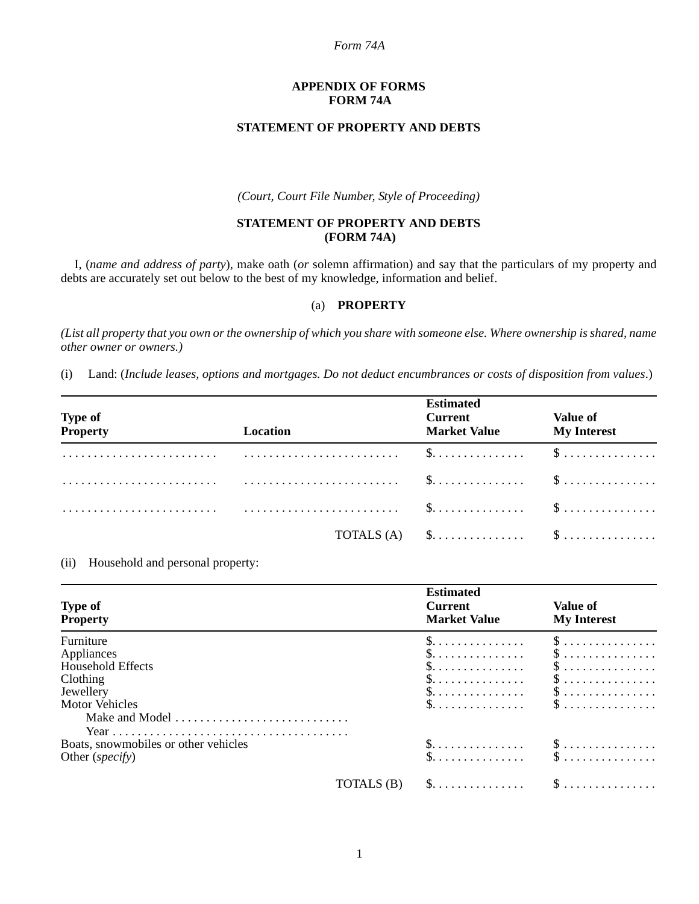## APPENDIX OF FORMS
## FORM 74A

### STATEMENT OF PROPERTY AND DEBTS

*(Court, Court File Number, Style of Proceeding)*

### STATEMENT OF PROPERTY AND DEBTS
### (FORM 74A)

I, (*name and address of party*), make oath (*or* solemn affirmation) and say that the particulars of my property and debts are accurately set out below to the best of my knowledge, information and belief.

#### (a) PROPERTY

*(List all property that you own or the ownership of which you share with someone else. Where ownership is shared, name other owner or owners.)*

(i) Land: (*Include leases, options and mortgages. Do not deduct encumbrances or costs of disposition from values*.)

| Type of Property | Location | Estimated Current Market Value | Value of My Interest |
|---|---|---|---|
| . . . . . . . . . . . . . . . . . . . . . . . . . | . . . . . . . . . . . . . . . . . . . . . . . . . | $. . . . . . . . . . . . . . | $ . . . . . . . . . . . . . . |
| . . . . . . . . . . . . . . . . . . . . . . . . . | . . . . . . . . . . . . . . . . . . . . . . . . . | $. . . . . . . . . . . . . . | $ . . . . . . . . . . . . . . |
| . . . . . . . . . . . . . . . . . . . . . . . . . | . . . . . . . . . . . . . . . . . . . . . . . . . | $. . . . . . . . . . . . . . | $ . . . . . . . . . . . . . . |
| | TOTALS (A) | $. . . . . . . . . . . . . . | $ . . . . . . . . . . . . . . |

(ii) Household and personal property:

| Type of Property | Estimated Current Market Value | Value of My Interest |
|---|---|---|
| Furniture | $. . . . . . . . . . . . . . | $ . . . . . . . . . . . . . . |
| Appliances | $. . . . . . . . . . . . . . | $ . . . . . . . . . . . . . . |
| Household Effects | $. . . . . . . . . . . . . . | $ . . . . . . . . . . . . . . |
| Clothing | $. . . . . . . . . . . . . . | $ . . . . . . . . . . . . . . |
| Jewellery | $. . . . . . . . . . . . . . | $ . . . . . . . . . . . . . . |
| Motor Vehicles | $. . . . . . . . . . . . . . | $ . . . . . . . . . . . . . . |
| Make and Model . . . . . . . . . . . . . . . . . . . . . . . . . . . . | | |
| Year . . . . . . . . . . . . . . . . . . . . . . . . . . . . . . . . . . . . . . | | |
| Boats, snowmobiles or other vehicles | $. . . . . . . . . . . . . . | $ . . . . . . . . . . . . . . |
| Other (*specify*) | $. . . . . . . . . . . . . . | $ . . . . . . . . . . . . . . |
| TOTALS (B) | $. . . . . . . . . . . . . . | $ . . . . . . . . . . . . . . |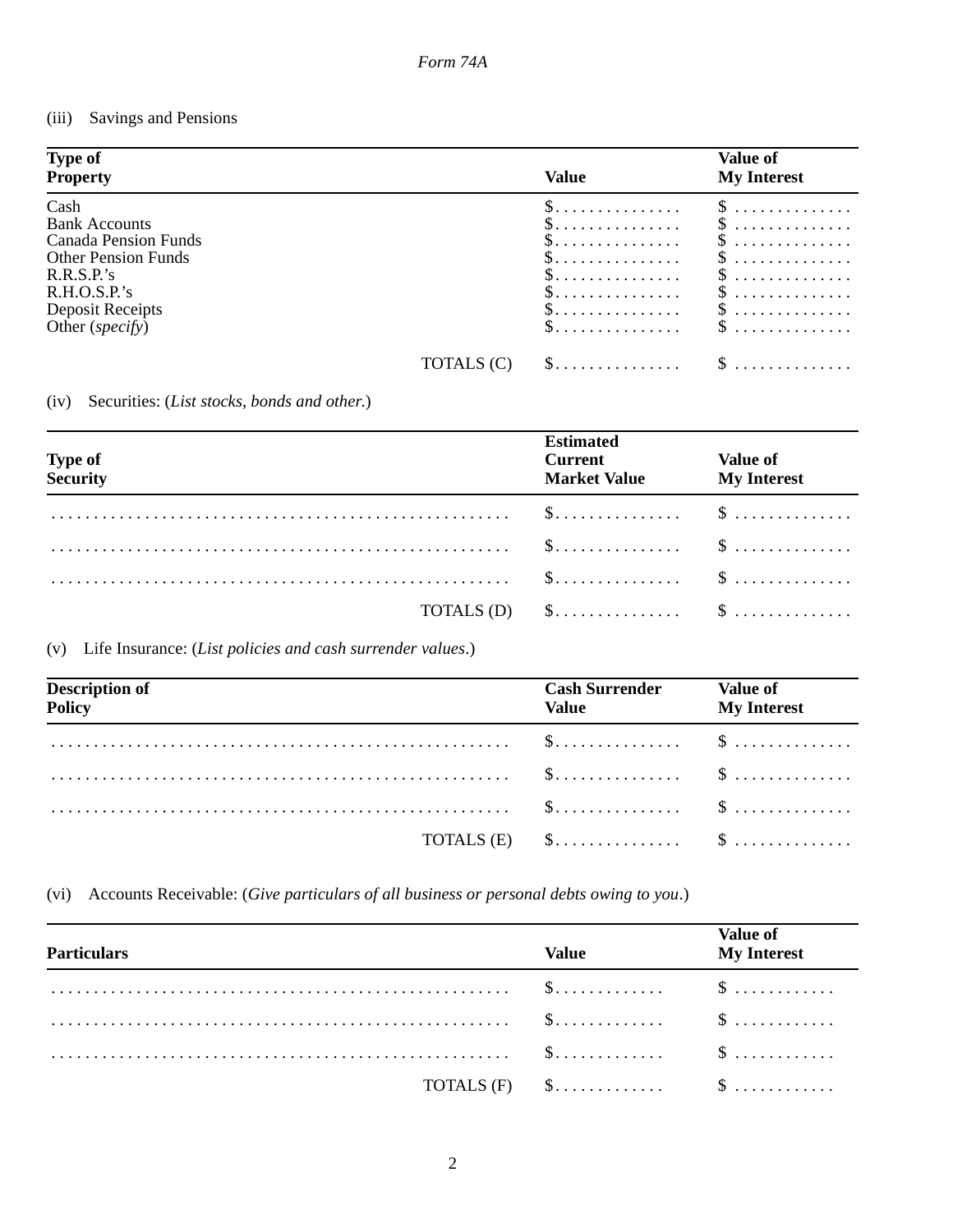Form 74A

(iii) Savings and Pensions

| Type of Property | | Value | Value of My Interest |
|---|---|---|---|
| Cash | | $.............. | $ ............. |
| Bank Accounts | | $.............. | $ ............. |
| Canada Pension Funds | | $.............. | $ ............. |
| Other Pension Funds | | $.............. | $ ............. |
| R.R.S.P.'s | | $.............. | $ ............. |
| R.H.O.S.P.'s | | $.............. | $ ............. |
| Deposit Receipts | | $.............. | $ ............. |
| Other (*specify*) | | $.............. | $ ............. |
| | TOTALS (C) | $.............. | $ ............. |

(iv) Securities: (*List stocks, bonds and other.*)

| Type of Security | | Estimated Current Market Value | Value of My Interest |
|---|---|---|---|
| ...................................................... | | $.............. | $ ............. |
| ...................................................... | | $.............. | $ ............. |
| ...................................................... | | $.............. | $ ............. |
| | TOTALS (D) | $.............. | $ ............. |

(v) Life Insurance: (*List policies and cash surrender values.*)

| Description of Policy | | Cash Surrender Value | Value of My Interest |
|---|---|---|---|
| ...................................................... | | $.............. | $ ............. |
| ...................................................... | | $.............. | $ ............. |
| ...................................................... | | $.............. | $ ............. |
| | TOTALS (E) | $.............. | $ ............. |

(vi) Accounts Receivable: (*Give particulars of all business or personal debts owing to you.*)

| Particulars | | Value | Value of My Interest |
|---|---|---|---|
| ...................................................... | | $............ | $ ........... |
| ...................................................... | | $............ | $ ........... |
| ...................................................... | | $............ | $ ........... |
| | TOTALS (F) | $............ | $ ........... |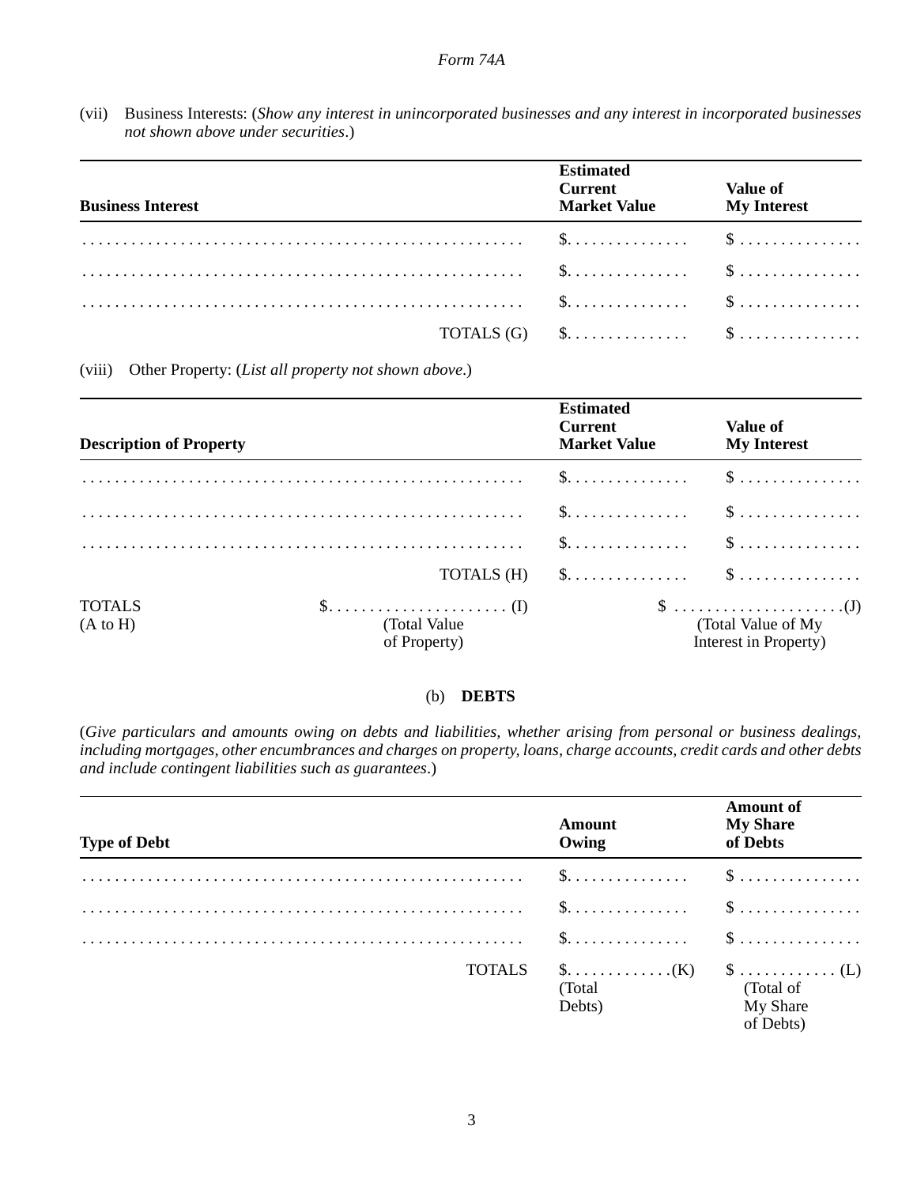Form 74A

(vii) Business Interests: (*Show any interest in unincorporated businesses and any interest in incorporated businesses not shown above under securities*.)

| **Business Interest** | **Estimated Current Market Value** | **Value of My Interest** |
|---|---|---|
| . . . . . . . . . . . . . . . . . . . . . . . . . . . . . . . . . . . . . . . . . . . . . . . . . . . | $. . . . . . . . . . . . . . | $ . . . . . . . . . . . . . . |
| . . . . . . . . . . . . . . . . . . . . . . . . . . . . . . . . . . . . . . . . . . . . . . . . . . . | $. . . . . . . . . . . . . . | $ . . . . . . . . . . . . . . |
| . . . . . . . . . . . . . . . . . . . . . . . . . . . . . . . . . . . . . . . . . . . . . . . . . . . | $. . . . . . . . . . . . . . | $ . . . . . . . . . . . . . . |
| TOTALS (G) | $. . . . . . . . . . . . . . | $ . . . . . . . . . . . . . . |

(viii) Other Property: (*List all property not shown above*.)

| **Description of Property** | **Estimated Current Market Value** | **Value of My Interest** |
|---|---|---|
| . . . . . . . . . . . . . . . . . . . . . . . . . . . . . . . . . . . . . . . . . . . . . . . . . . . | $. . . . . . . . . . . . . . | $ . . . . . . . . . . . . . . |
| . . . . . . . . . . . . . . . . . . . . . . . . . . . . . . . . . . . . . . . . . . . . . . . . . . . | $. . . . . . . . . . . . . . | $ . . . . . . . . . . . . . . |
| . . . . . . . . . . . . . . . . . . . . . . . . . . . . . . . . . . . . . . . . . . . . . . . . . . . | $. . . . . . . . . . . . . . | $ . . . . . . . . . . . . . . |
| TOTALS (H) | $. . . . . . . . . . . . . . | $ . . . . . . . . . . . . . . |

TOTALS (A to H) $. . . . . . . . . . . . . . . . . . . . . . (I) (Total Value of Property) $ . . . . . . . . . . . . . . . . . . . . .(J) (Total Value of My Interest in Property)

## (b) DEBTS

(*Give particulars and amounts owing on debts and liabilities, whether arising from personal or business dealings, including mortgages, other encumbrances and charges on property, loans, charge accounts, credit cards and other debts and include contingent liabilities such as guarantees*.)

| **Type of Debt** | **Amount Owing** | **Amount of My Share of Debts** |
|---|---|---|
| . . . . . . . . . . . . . . . . . . . . . . . . . . . . . . . . . . . . . . . . . . . . . . . . . . . | $. . . . . . . . . . . . . . | $ . . . . . . . . . . . . . . |
| . . . . . . . . . . . . . . . . . . . . . . . . . . . . . . . . . . . . . . . . . . . . . . . . . . . | $. . . . . . . . . . . . . . | $ . . . . . . . . . . . . . . |
| . . . . . . . . . . . . . . . . . . . . . . . . . . . . . . . . . . . . . . . . . . . . . . . . . . . | $. . . . . . . . . . . . . . | $ . . . . . . . . . . . . . . |
| TOTALS | $. . . . . . . . . . . . .(K) (Total Debts) | $ . . . . . . . . . . . . (L) (Total of My Share of Debts) |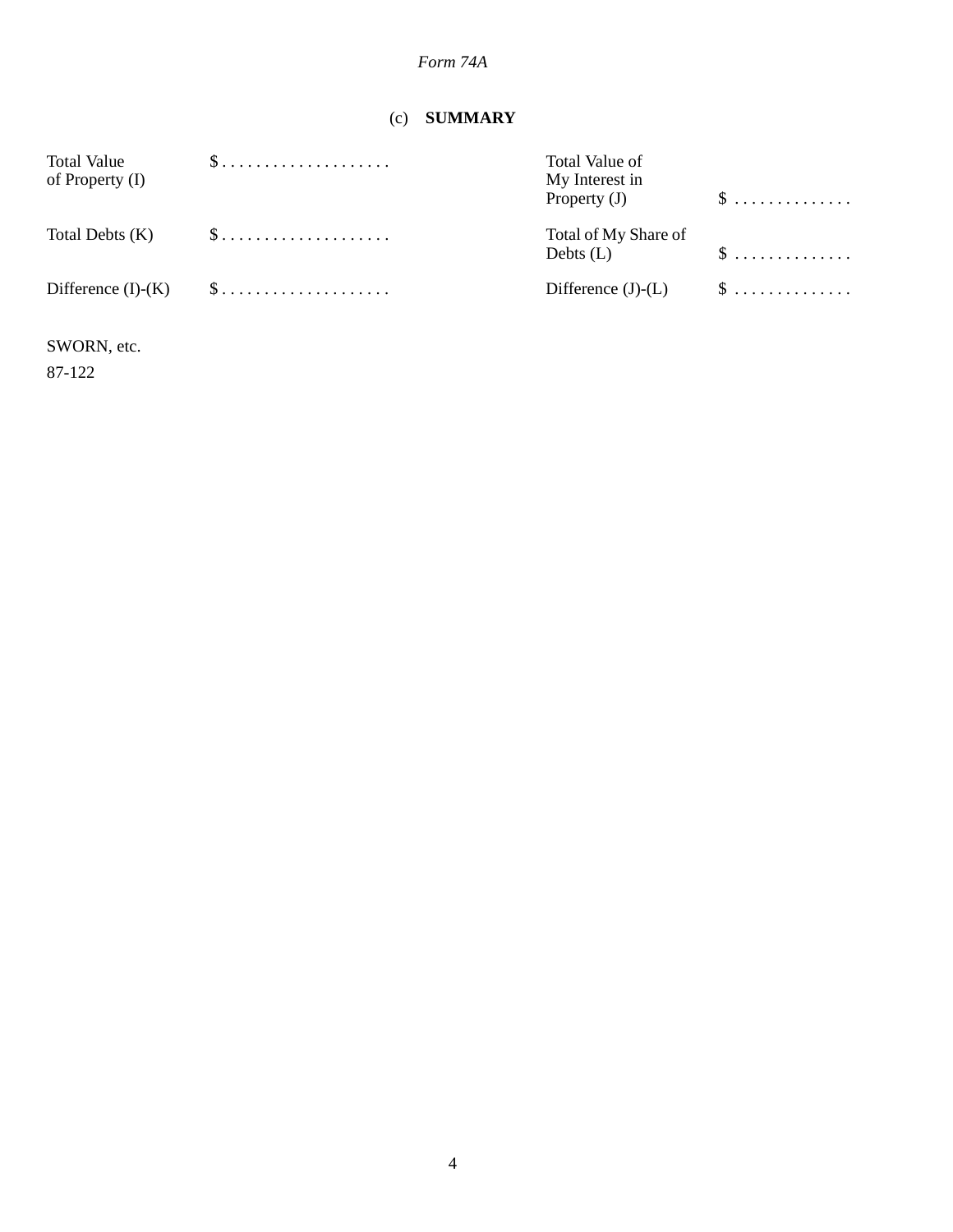*Form 74A*

## (c) SUMMARY

| | | | |
|---|---|---|---|
| Total Value of Property (I) | $ . . . . . . . . . . . . . . . . . . . . | Total Value of My Interest in Property (J) | $ . . . . . . . . . . . . . . |
| Total Debts (K) | $ . . . . . . . . . . . . . . . . . . . . | Total of My Share of Debts (L) | $ . . . . . . . . . . . . . . |
| Difference (I)-(K) | $ . . . . . . . . . . . . . . . . . . . . | Difference (J)-(L) | $ . . . . . . . . . . . . . . |

SWORN, etc.

87-122